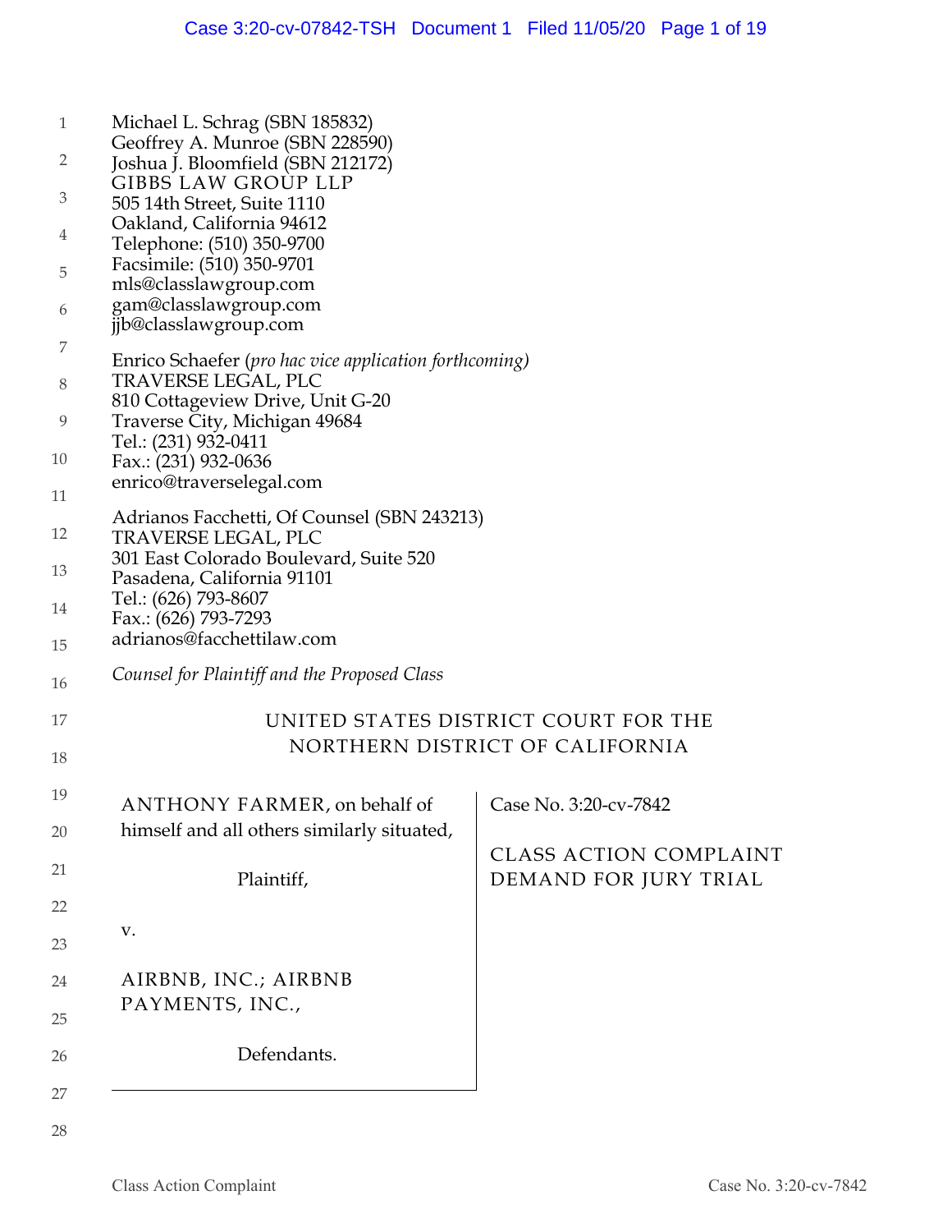Michael L. Schrag (SBN 185832)
Geoffrey A. Munroe (SBN 228590)
Joshua J. Bloomfield (SBN 212172)
GIBBS LAW GROUP LLP
505 14th Street, Suite 1110
Oakland, California 94612
Telephone: (510) 350-9700
Facsimile: (510) 350-9701
mls@classlawgroup.com
gam@classlawgroup.com
jjb@classlawgroup.com

Enrico Schaefer (*pro hac vice application forthcoming)*
TRAVERSE LEGAL, PLC
810 Cottageview Drive, Unit G-20
Traverse City, Michigan 49684
Tel.: (231) 932-0411
Fax.: (231) 932-0636
enrico@traverselegal.com

Adrianos Facchetti, Of Counsel (SBN 243213)
TRAVERSE LEGAL, PLC
301 East Colorado Boulevard, Suite 520
Pasadena, California 91101
Tel.: (626) 793-8607
Fax.: (626) 793-7293
adrianos@facchettilaw.com

*Counsel for Plaintiff and the Proposed Class*

UNITED STATES DISTRICT COURT FOR THE
NORTHERN DISTRICT OF CALIFORNIA

ANTHONY FARMER, on behalf of himself and all others similarly situated,

Plaintiff,

v.

AIRBNB, INC.; AIRBNB PAYMENTS, INC.,

Defendants.

Case No. 3:20-cv-7842

CLASS ACTION COMPLAINT
DEMAND FOR JURY TRIAL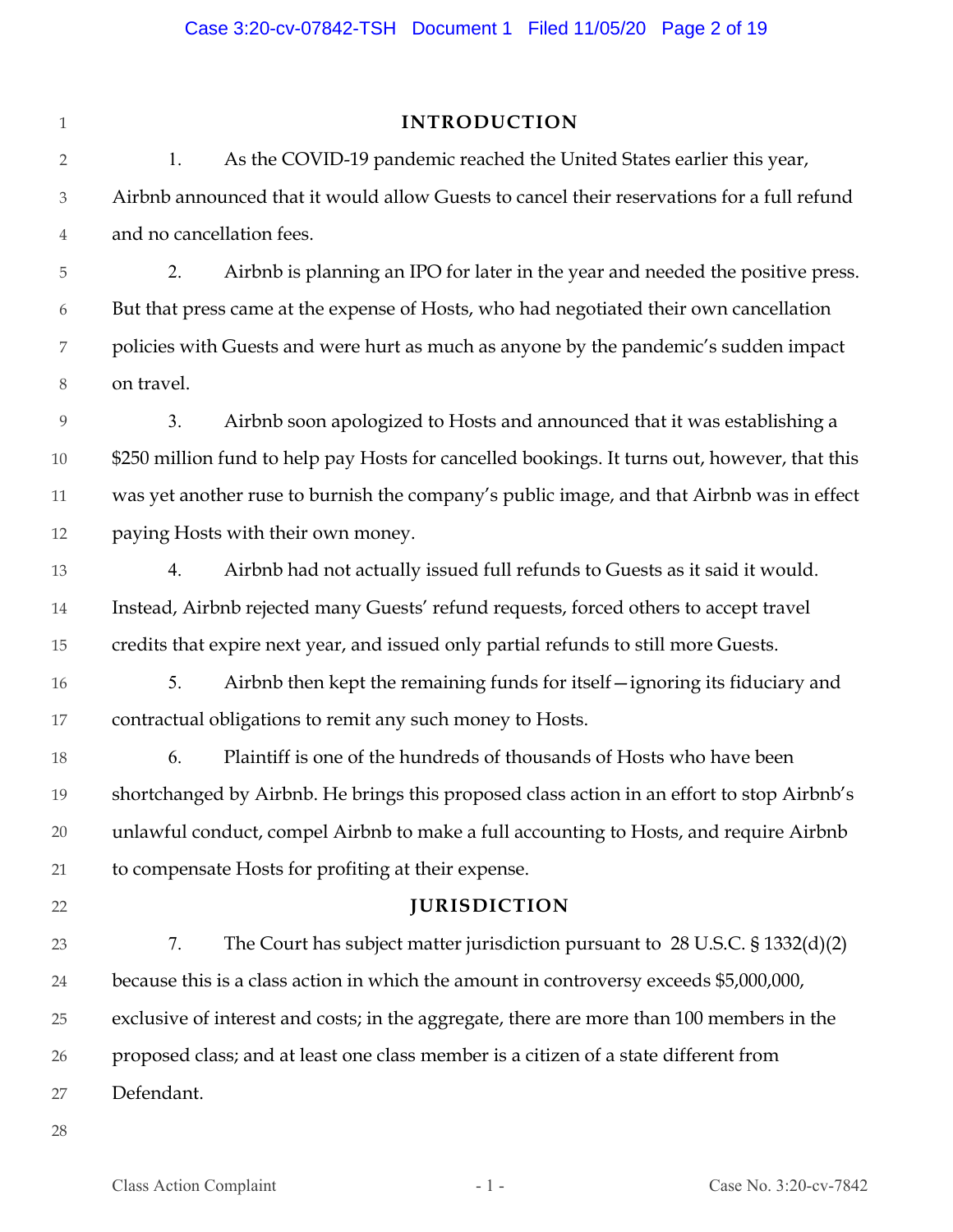## INTRODUCTION

1. As the COVID-19 pandemic reached the United States earlier this year, Airbnb announced that it would allow Guests to cancel their reservations for a full refund and no cancellation fees.

2. Airbnb is planning an IPO for later in the year and needed the positive press. But that press came at the expense of Hosts, who had negotiated their own cancellation policies with Guests and were hurt as much as anyone by the pandemic's sudden impact on travel.

3. Airbnb soon apologized to Hosts and announced that it was establishing a $250 million fund to help pay Hosts for cancelled bookings. It turns out, however, that this was yet another ruse to burnish the company's public image, and that Airbnb was in effect paying Hosts with their own money.

4. Airbnb had not actually issued full refunds to Guests as it said it would. Instead, Airbnb rejected many Guests' refund requests, forced others to accept travel credits that expire next year, and issued only partial refunds to still more Guests.

5. Airbnb then kept the remaining funds for itself—ignoring its fiduciary and contractual obligations to remit any such money to Hosts.

6. Plaintiff is one of the hundreds of thousands of Hosts who have been shortchanged by Airbnb. He brings this proposed class action in an effort to stop Airbnb's unlawful conduct, compel Airbnb to make a full accounting to Hosts, and require Airbnb to compensate Hosts for profiting at their expense.

## JURISDICTION

7. The Court has subject matter jurisdiction pursuant to 28 U.S.C. § 1332(d)(2) because this is a class action in which the amount in controversy exceeds $5,000,000, exclusive of interest and costs; in the aggregate, there are more than 100 members in the proposed class; and at least one class member is a citizen of a state different from Defendant.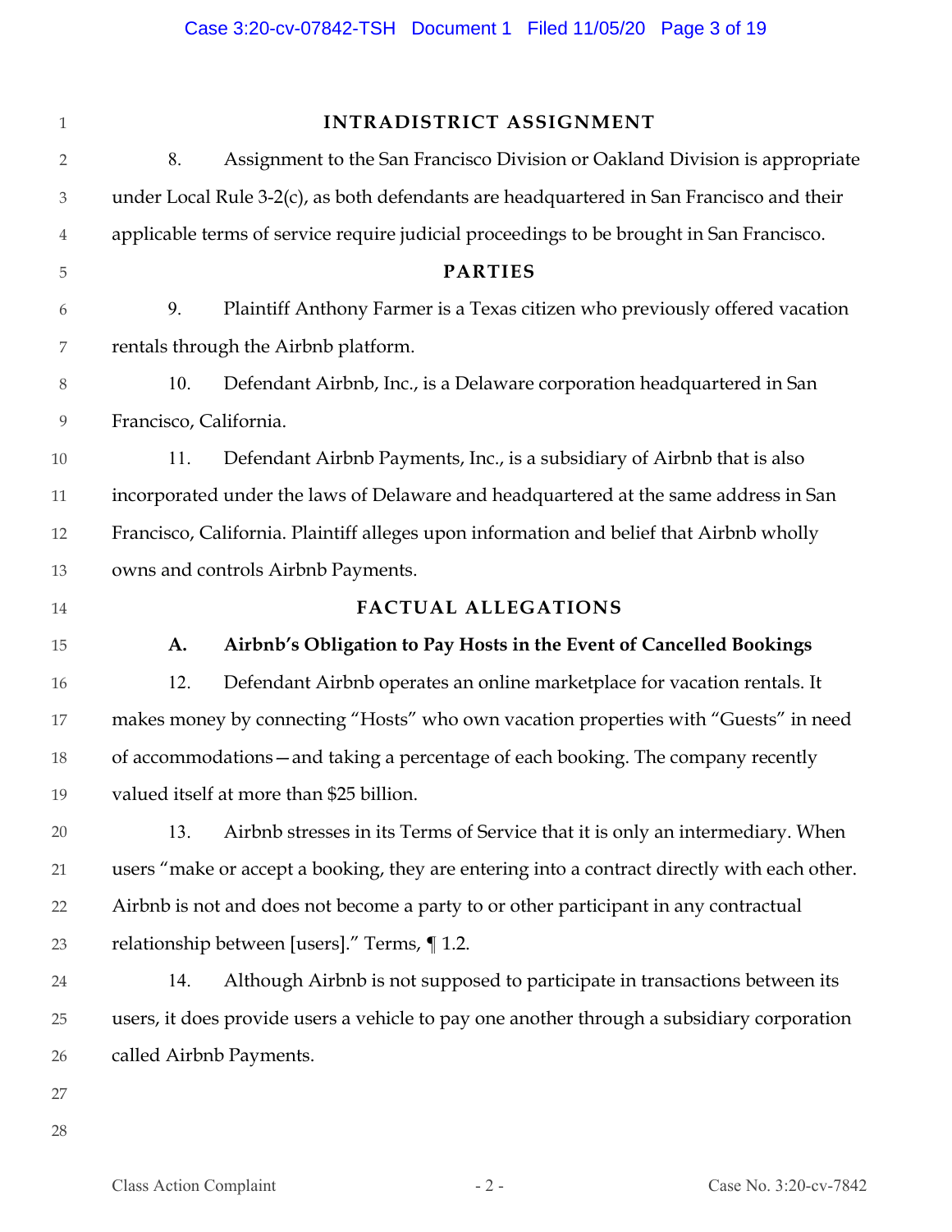## INTRADISTRICT ASSIGNMENT

8. Assignment to the San Francisco Division or Oakland Division is appropriate under Local Rule 3-2(c), as both defendants are headquartered in San Francisco and their applicable terms of service require judicial proceedings to be brought in San Francisco.

## PARTIES

9. Plaintiff Anthony Farmer is a Texas citizen who previously offered vacation rentals through the Airbnb platform.

10. Defendant Airbnb, Inc., is a Delaware corporation headquartered in San Francisco, California.

11. Defendant Airbnb Payments, Inc., is a subsidiary of Airbnb that is also incorporated under the laws of Delaware and headquartered at the same address in San Francisco, California. Plaintiff alleges upon information and belief that Airbnb wholly owns and controls Airbnb Payments.

## FACTUAL ALLEGATIONS

### A. Airbnb's Obligation to Pay Hosts in the Event of Cancelled Bookings

12. Defendant Airbnb operates an online marketplace for vacation rentals. It makes money by connecting "Hosts" who own vacation properties with "Guests" in need of accommodations—and taking a percentage of each booking. The company recently valued itself at more than $25 billion.

13. Airbnb stresses in its Terms of Service that it is only an intermediary. When users "make or accept a booking, they are entering into a contract directly with each other. Airbnb is not and does not become a party to or other participant in any contractual relationship between [users]." Terms, ¶ 1.2.

14. Although Airbnb is not supposed to participate in transactions between its users, it does provide users a vehicle to pay one another through a subsidiary corporation called Airbnb Payments.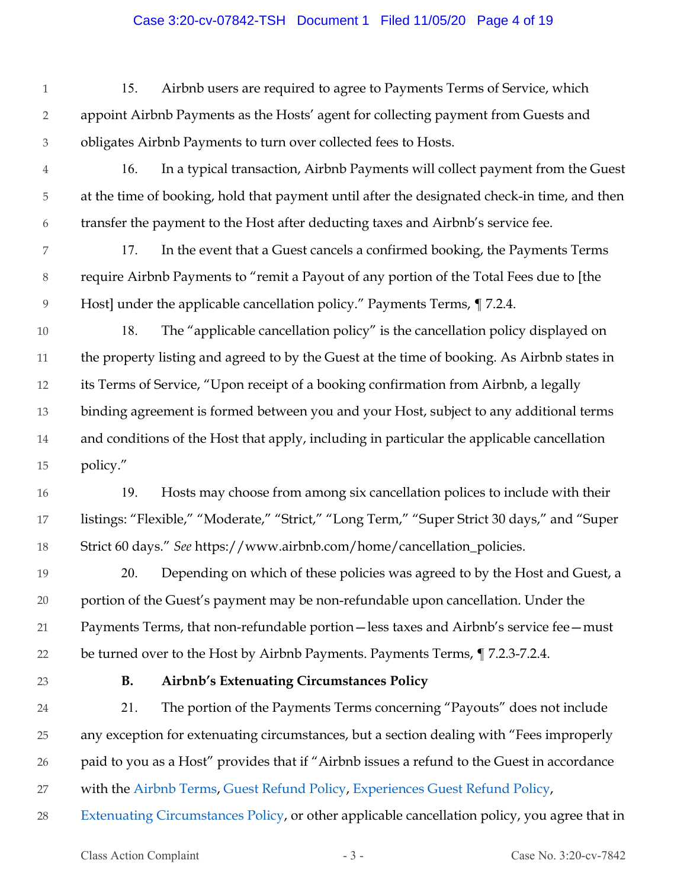15. Airbnb users are required to agree to Payments Terms of Service, which appoint Airbnb Payments as the Hosts' agent for collecting payment from Guests and obligates Airbnb Payments to turn over collected fees to Hosts.

16. In a typical transaction, Airbnb Payments will collect payment from the Guest at the time of booking, hold that payment until after the designated check-in time, and then transfer the payment to the Host after deducting taxes and Airbnb's service fee.

17. In the event that a Guest cancels a confirmed booking, the Payments Terms require Airbnb Payments to "remit a Payout of any portion of the Total Fees due to [the Host] under the applicable cancellation policy." Payments Terms, ¶ 7.2.4.

18. The "applicable cancellation policy" is the cancellation policy displayed on the property listing and agreed to by the Guest at the time of booking. As Airbnb states in its Terms of Service, "Upon receipt of a booking confirmation from Airbnb, a legally binding agreement is formed between you and your Host, subject to any additional terms and conditions of the Host that apply, including in particular the applicable cancellation policy."

19. Hosts may choose from among six cancellation polices to include with their listings: "Flexible," "Moderate," "Strict," "Long Term," "Super Strict 30 days," and "Super Strict 60 days." *See* https://www.airbnb.com/home/cancellation_policies.

20. Depending on which of these policies was agreed to by the Host and Guest, a portion of the Guest's payment may be non-refundable upon cancellation. Under the Payments Terms, that non-refundable portion—less taxes and Airbnb's service fee—must be turned over to the Host by Airbnb Payments. Payments Terms, ¶ 7.2.3-7.2.4.

**B. Airbnb's Extenuating Circumstances Policy**

21. The portion of the Payments Terms concerning "Payouts" does not include any exception for extenuating circumstances, but a section dealing with "Fees improperly paid to you as a Host" provides that if "Airbnb issues a refund to the Guest in accordance with the Airbnb Terms, Guest Refund Policy, Experiences Guest Refund Policy, Extenuating Circumstances Policy, or other applicable cancellation policy, you agree that in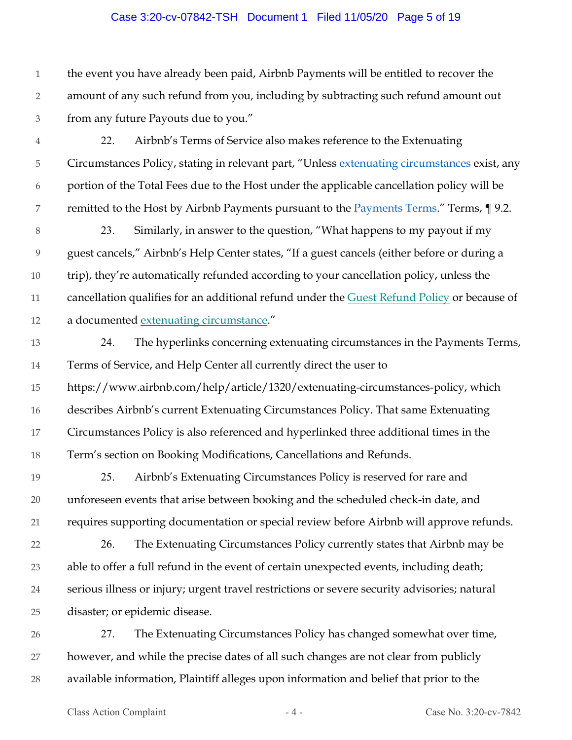the event you have already been paid, Airbnb Payments will be entitled to recover the amount of any such refund from you, including by subtracting such refund amount out from any future Payouts due to you."

22. Airbnb's Terms of Service also makes reference to the Extenuating Circumstances Policy, stating in relevant part, "Unless extenuating circumstances exist, any portion of the Total Fees due to the Host under the applicable cancellation policy will be remitted to the Host by Airbnb Payments pursuant to the Payments Terms." Terms, ¶ 9.2.

23. Similarly, in answer to the question, "What happens to my payout if my guest cancels," Airbnb's Help Center states, "If a guest cancels (either before or during a trip), they're automatically refunded according to your cancellation policy, unless the cancellation qualifies for an additional refund under the Guest Refund Policy or because of a documented extenuating circumstance."

24. The hyperlinks concerning extenuating circumstances in the Payments Terms, Terms of Service, and Help Center all currently direct the user to https://www.airbnb.com/help/article/1320/extenuating-circumstances-policy, which describes Airbnb's current Extenuating Circumstances Policy. That same Extenuating Circumstances Policy is also referenced and hyperlinked three additional times in the Term's section on Booking Modifications, Cancellations and Refunds.

25. Airbnb's Extenuating Circumstances Policy is reserved for rare and unforeseen events that arise between booking and the scheduled check-in date, and requires supporting documentation or special review before Airbnb will approve refunds.

26. The Extenuating Circumstances Policy currently states that Airbnb may be able to offer a full refund in the event of certain unexpected events, including death; serious illness or injury; urgent travel restrictions or severe security advisories; natural disaster; or epidemic disease.

27. The Extenuating Circumstances Policy has changed somewhat over time, however, and while the precise dates of all such changes are not clear from publicly available information, Plaintiff alleges upon information and belief that prior to the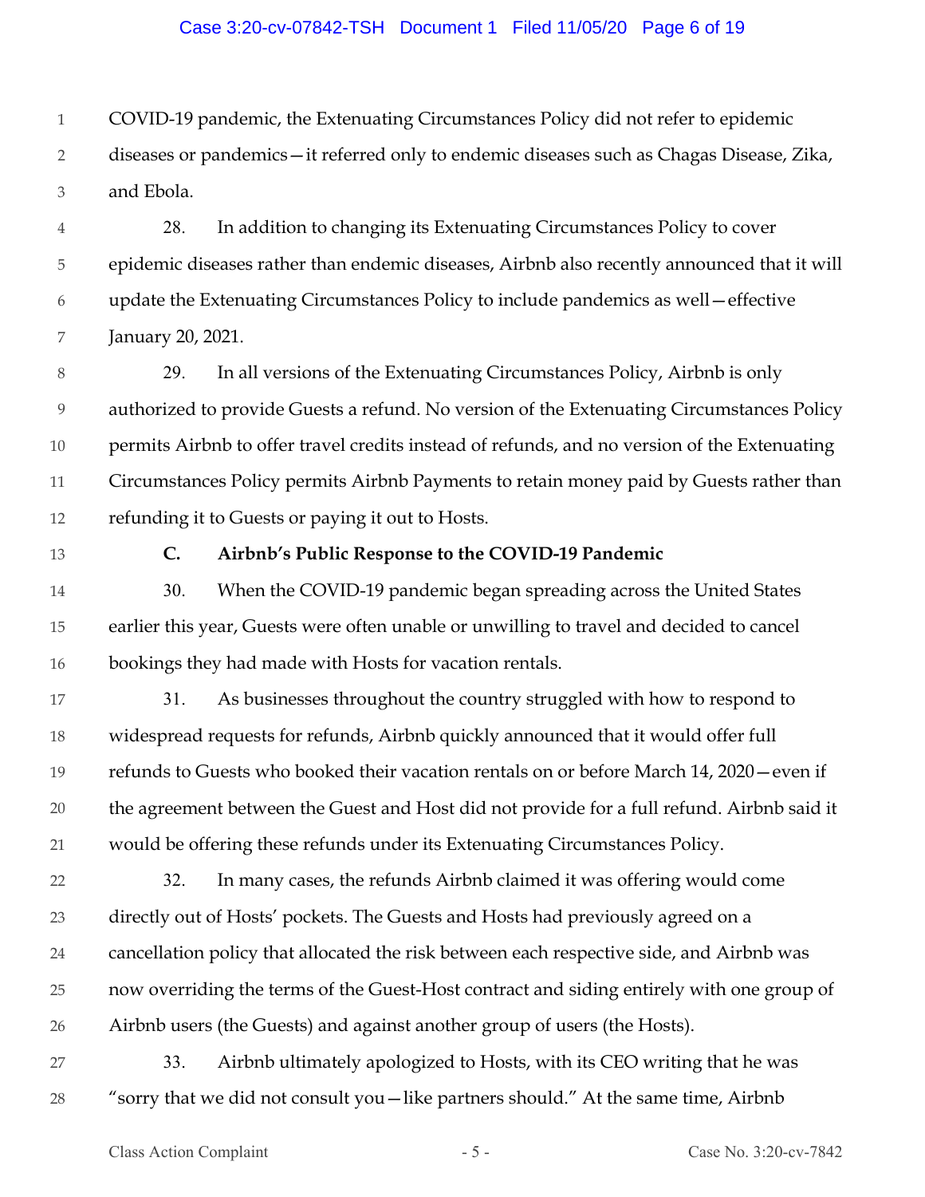COVID-19 pandemic, the Extenuating Circumstances Policy did not refer to epidemic diseases or pandemics—it referred only to endemic diseases such as Chagas Disease, Zika, and Ebola.

28. In addition to changing its Extenuating Circumstances Policy to cover epidemic diseases rather than endemic diseases, Airbnb also recently announced that it will update the Extenuating Circumstances Policy to include pandemics as well—effective January 20, 2021.

29. In all versions of the Extenuating Circumstances Policy, Airbnb is only authorized to provide Guests a refund. No version of the Extenuating Circumstances Policy permits Airbnb to offer travel credits instead of refunds, and no version of the Extenuating Circumstances Policy permits Airbnb Payments to retain money paid by Guests rather than refunding it to Guests or paying it out to Hosts.

### C. Airbnb's Public Response to the COVID-19 Pandemic

30. When the COVID-19 pandemic began spreading across the United States earlier this year, Guests were often unable or unwilling to travel and decided to cancel bookings they had made with Hosts for vacation rentals.

31. As businesses throughout the country struggled with how to respond to widespread requests for refunds, Airbnb quickly announced that it would offer full refunds to Guests who booked their vacation rentals on or before March 14, 2020—even if the agreement between the Guest and Host did not provide for a full refund. Airbnb said it would be offering these refunds under its Extenuating Circumstances Policy.

32. In many cases, the refunds Airbnb claimed it was offering would come directly out of Hosts' pockets. The Guests and Hosts had previously agreed on a cancellation policy that allocated the risk between each respective side, and Airbnb was now overriding the terms of the Guest-Host contract and siding entirely with one group of Airbnb users (the Guests) and against another group of users (the Hosts).

33. Airbnb ultimately apologized to Hosts, with its CEO writing that he was "sorry that we did not consult you—like partners should." At the same time, Airbnb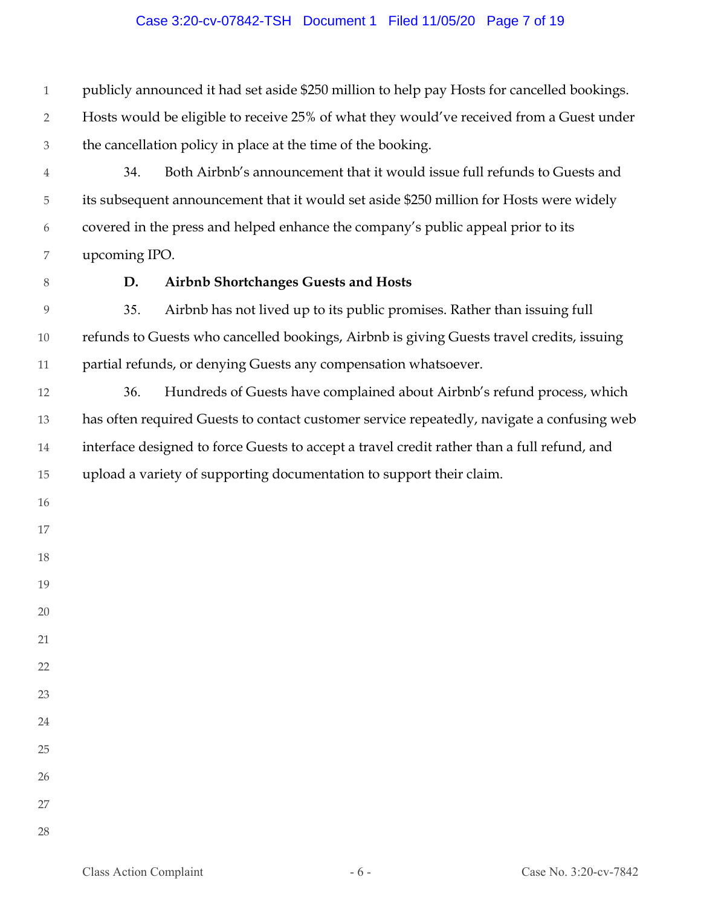publicly announced it had set aside $250 million to help pay Hosts for cancelled bookings. Hosts would be eligible to receive 25% of what they would've received from a Guest under the cancellation policy in place at the time of the booking.

34. Both Airbnb's announcement that it would issue full refunds to Guests and its subsequent announcement that it would set aside $250 million for Hosts were widely covered in the press and helped enhance the company's public appeal prior to its upcoming IPO.

### D. Airbnb Shortchanges Guests and Hosts

35. Airbnb has not lived up to its public promises. Rather than issuing full refunds to Guests who cancelled bookings, Airbnb is giving Guests travel credits, issuing partial refunds, or denying Guests any compensation whatsoever.

36. Hundreds of Guests have complained about Airbnb's refund process, which has often required Guests to contact customer service repeatedly, navigate a confusing web interface designed to force Guests to accept a travel credit rather than a full refund, and upload a variety of supporting documentation to support their claim.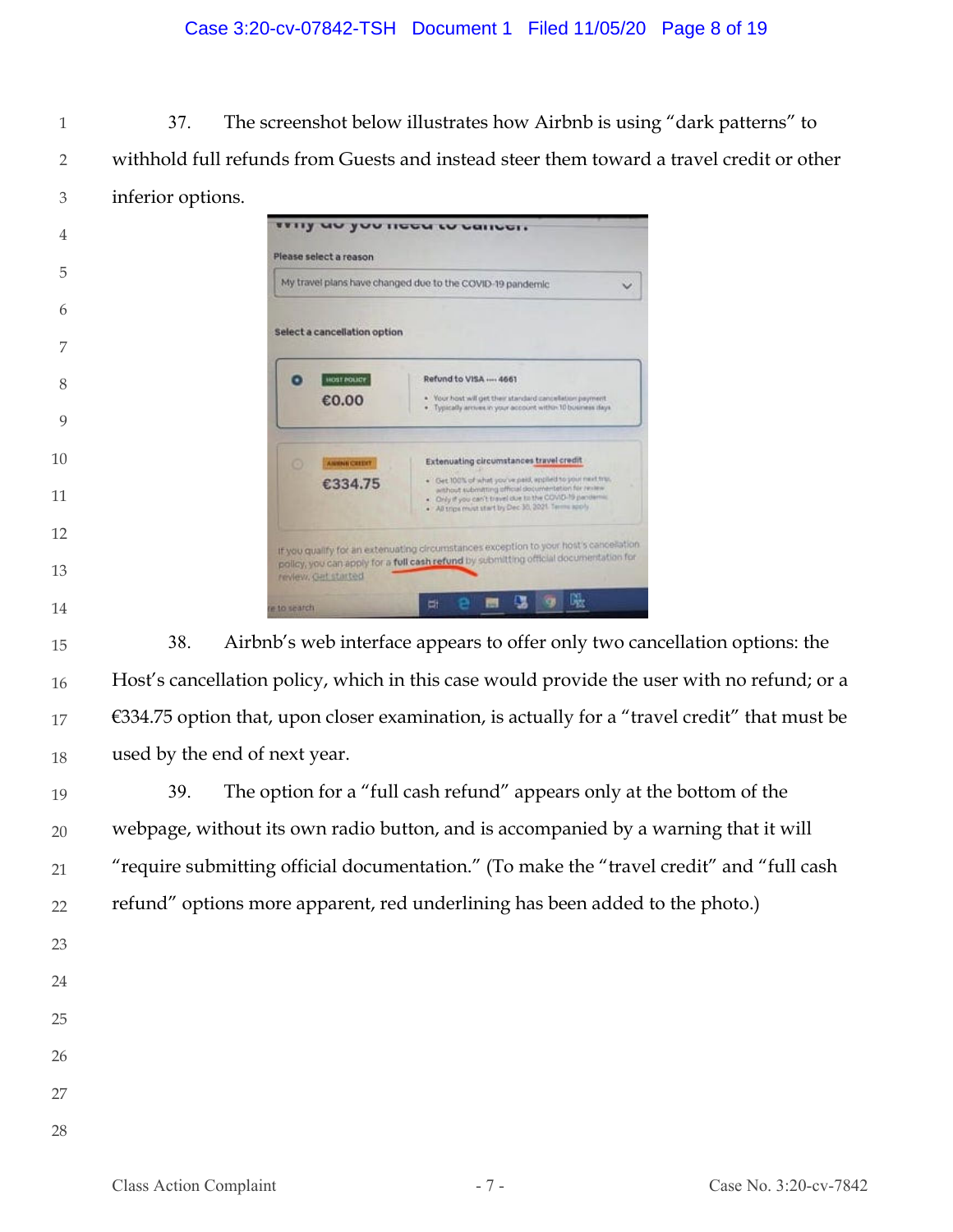37. The screenshot below illustrates how Airbnb is using "dark patterns" to withhold full refunds from Guests and instead steer them toward a travel credit or other inferior options.

38. Airbnb's web interface appears to offer only two cancellation options: the Host's cancellation policy, which in this case would provide the user with no refund; or a €334.75 option that, upon closer examination, is actually for a "travel credit" that must be used by the end of next year.

39. The option for a "full cash refund" appears only at the bottom of the webpage, without its own radio button, and is accompanied by a warning that it will "require submitting official documentation." (To make the "travel credit" and "full cash refund" options more apparent, red underlining has been added to the photo.)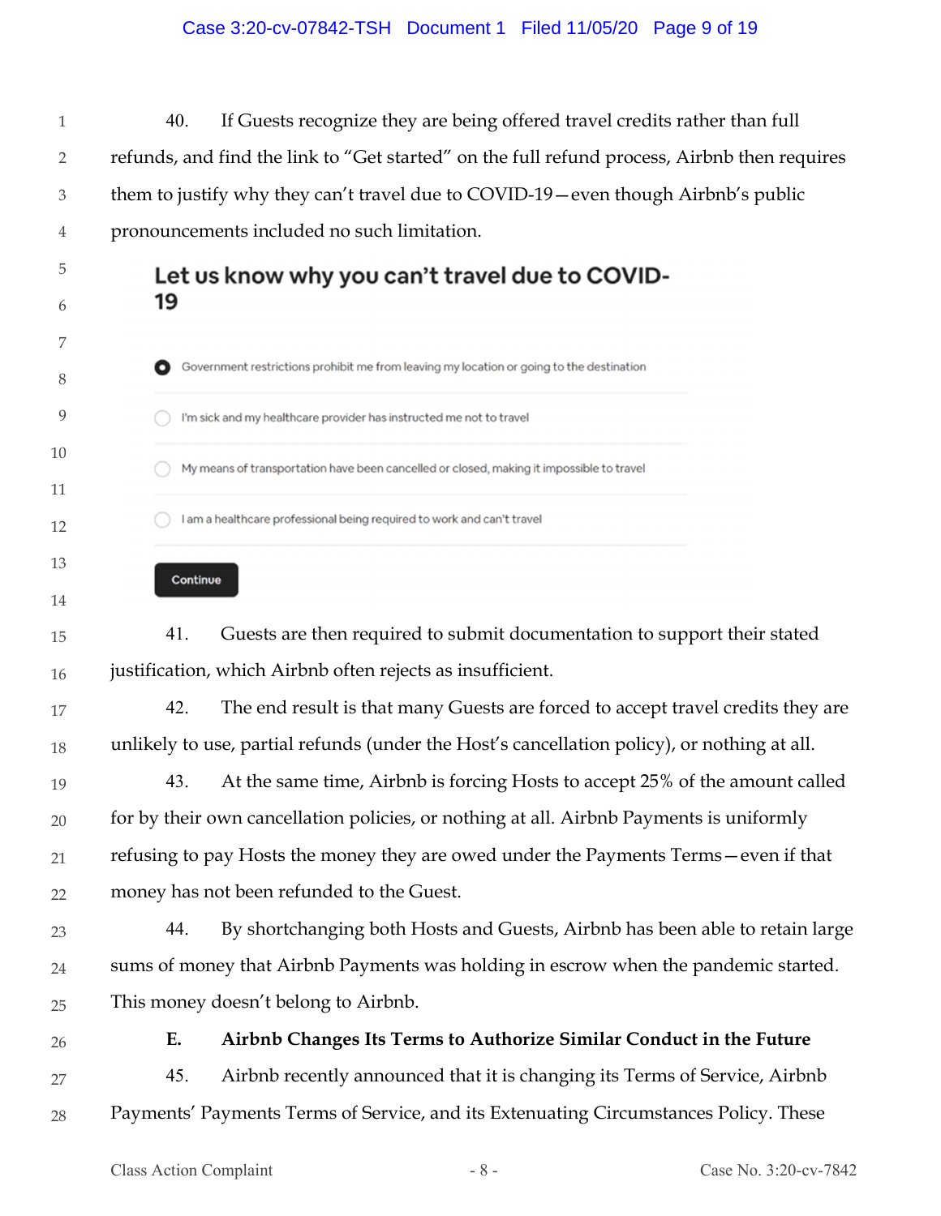40. If Guests recognize they are being offered travel credits rather than full refunds, and find the link to "Get started" on the full refund process, Airbnb then requires them to justify why they can't travel due to COVID-19—even though Airbnb's public pronouncements included no such limitation.

**Let us know why you can't travel due to COVID-19**

- (selected) Government restrictions prohibit me from leaving my location or going to the destination
- I'm sick and my healthcare provider has instructed me not to travel
- My means of transportation have been cancelled or closed, making it impossible to travel
- I am a healthcare professional being required to work and can't travel

Continue

41. Guests are then required to submit documentation to support their stated justification, which Airbnb often rejects as insufficient.

42. The end result is that many Guests are forced to accept travel credits they are unlikely to use, partial refunds (under the Host's cancellation policy), or nothing at all.

43. At the same time, Airbnb is forcing Hosts to accept 25% of the amount called for by their own cancellation policies, or nothing at all. Airbnb Payments is uniformly refusing to pay Hosts the money they are owed under the Payments Terms—even if that money has not been refunded to the Guest.

44. By shortchanging both Hosts and Guests, Airbnb has been able to retain large sums of money that Airbnb Payments was holding in escrow when the pandemic started. This money doesn't belong to Airbnb.

### E. Airbnb Changes Its Terms to Authorize Similar Conduct in the Future

45. Airbnb recently announced that it is changing its Terms of Service, Airbnb Payments' Payments Terms of Service, and its Extenuating Circumstances Policy. These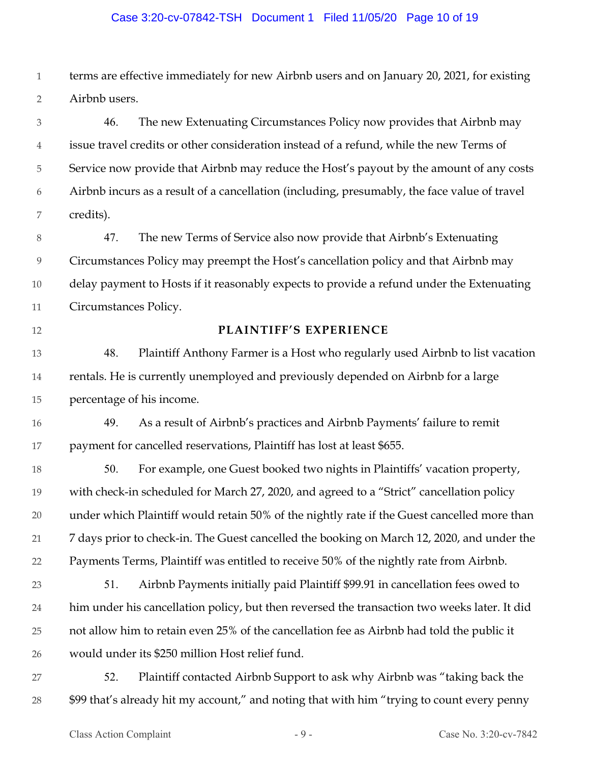terms are effective immediately for new Airbnb users and on January 20, 2021, for existing Airbnb users.

46. The new Extenuating Circumstances Policy now provides that Airbnb may issue travel credits or other consideration instead of a refund, while the new Terms of Service now provide that Airbnb may reduce the Host's payout by the amount of any costs Airbnb incurs as a result of a cancellation (including, presumably, the face value of travel credits).

47. The new Terms of Service also now provide that Airbnb's Extenuating Circumstances Policy may preempt the Host's cancellation policy and that Airbnb may delay payment to Hosts if it reasonably expects to provide a refund under the Extenuating Circumstances Policy.

## PLAINTIFF'S EXPERIENCE

48. Plaintiff Anthony Farmer is a Host who regularly used Airbnb to list vacation rentals. He is currently unemployed and previously depended on Airbnb for a large percentage of his income.

49. As a result of Airbnb's practices and Airbnb Payments' failure to remit payment for cancelled reservations, Plaintiff has lost at least $655.

50. For example, one Guest booked two nights in Plaintiffs' vacation property, with check-in scheduled for March 27, 2020, and agreed to a "Strict" cancellation policy under which Plaintiff would retain 50% of the nightly rate if the Guest cancelled more than 7 days prior to check-in. The Guest cancelled the booking on March 12, 2020, and under the Payments Terms, Plaintiff was entitled to receive 50% of the nightly rate from Airbnb.

51. Airbnb Payments initially paid Plaintiff $99.91 in cancellation fees owed to him under his cancellation policy, but then reversed the transaction two weeks later. It did not allow him to retain even 25% of the cancellation fee as Airbnb had told the public it would under its $250 million Host relief fund.

52. Plaintiff contacted Airbnb Support to ask why Airbnb was "taking back the $99 that's already hit my account," and noting that with him "trying to count every penny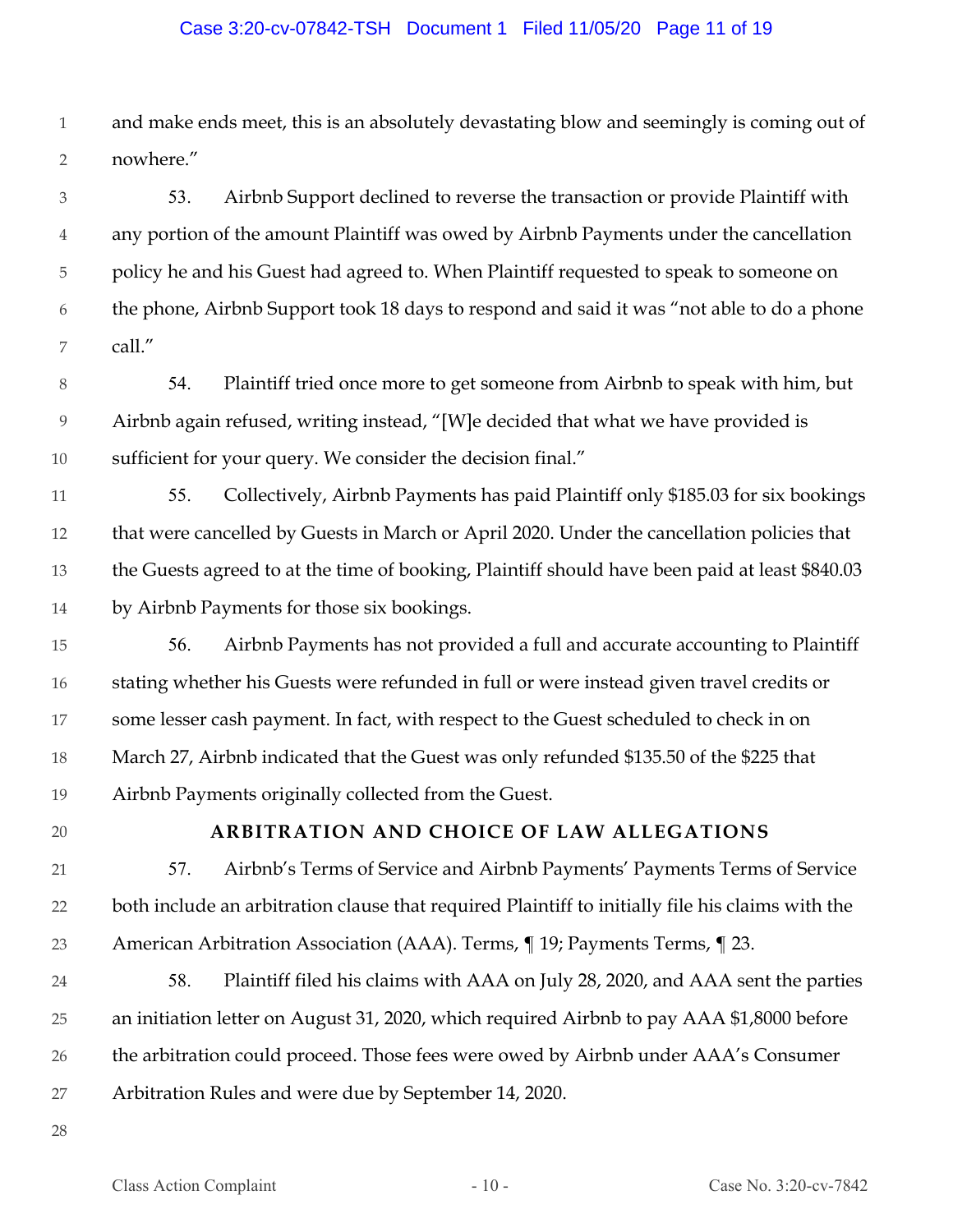and make ends meet, this is an absolutely devastating blow and seemingly is coming out of nowhere."

53. Airbnb Support declined to reverse the transaction or provide Plaintiff with any portion of the amount Plaintiff was owed by Airbnb Payments under the cancellation policy he and his Guest had agreed to. When Plaintiff requested to speak to someone on the phone, Airbnb Support took 18 days to respond and said it was "not able to do a phone call."

54. Plaintiff tried once more to get someone from Airbnb to speak with him, but Airbnb again refused, writing instead, "[W]e decided that what we have provided is sufficient for your query. We consider the decision final."

55. Collectively, Airbnb Payments has paid Plaintiff only $185.03 for six bookings that were cancelled by Guests in March or April 2020. Under the cancellation policies that the Guests agreed to at the time of booking, Plaintiff should have been paid at least $840.03 by Airbnb Payments for those six bookings.

56. Airbnb Payments has not provided a full and accurate accounting to Plaintiff stating whether his Guests were refunded in full or were instead given travel credits or some lesser cash payment. In fact, with respect to the Guest scheduled to check in on March 27, Airbnb indicated that the Guest was only refunded $135.50 of the $225 that Airbnb Payments originally collected from the Guest.

## ARBITRATION AND CHOICE OF LAW ALLEGATIONS

57. Airbnb's Terms of Service and Airbnb Payments' Payments Terms of Service both include an arbitration clause that required Plaintiff to initially file his claims with the American Arbitration Association (AAA). Terms, ¶ 19; Payments Terms, ¶ 23.

58. Plaintiff filed his claims with AAA on July 28, 2020, and AAA sent the parties an initiation letter on August 31, 2020, which required Airbnb to pay AAA $1,8000 before the arbitration could proceed. Those fees were owed by Airbnb under AAA's Consumer Arbitration Rules and were due by September 14, 2020.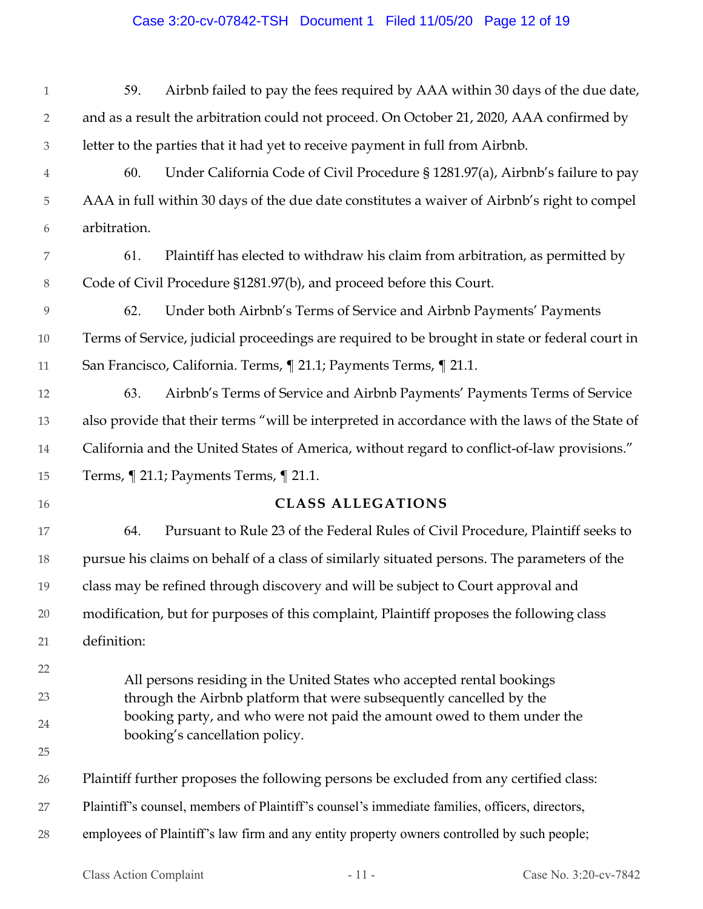59. Airbnb failed to pay the fees required by AAA within 30 days of the due date, and as a result the arbitration could not proceed. On October 21, 2020, AAA confirmed by letter to the parties that it had yet to receive payment in full from Airbnb.

60. Under California Code of Civil Procedure § 1281.97(a), Airbnb's failure to pay AAA in full within 30 days of the due date constitutes a waiver of Airbnb's right to compel arbitration.

61. Plaintiff has elected to withdraw his claim from arbitration, as permitted by Code of Civil Procedure §1281.97(b), and proceed before this Court.

62. Under both Airbnb's Terms of Service and Airbnb Payments' Payments Terms of Service, judicial proceedings are required to be brought in state or federal court in San Francisco, California. Terms, ¶ 21.1; Payments Terms, ¶ 21.1.

63. Airbnb's Terms of Service and Airbnb Payments' Payments Terms of Service also provide that their terms "will be interpreted in accordance with the laws of the State of California and the United States of America, without regard to conflict-of-law provisions." Terms, ¶ 21.1; Payments Terms, ¶ 21.1.

## CLASS ALLEGATIONS

64. Pursuant to Rule 23 of the Federal Rules of Civil Procedure, Plaintiff seeks to pursue his claims on behalf of a class of similarly situated persons. The parameters of the class may be refined through discovery and will be subject to Court approval and modification, but for purposes of this complaint, Plaintiff proposes the following class definition:

> All persons residing in the United States who accepted rental bookings through the Airbnb platform that were subsequently cancelled by the booking party, and who were not paid the amount owed to them under the booking's cancellation policy.

Plaintiff further proposes the following persons be excluded from any certified class: Plaintiff's counsel, members of Plaintiff's counsel's immediate families, officers, directors, employees of Plaintiff's law firm and any entity property owners controlled by such people;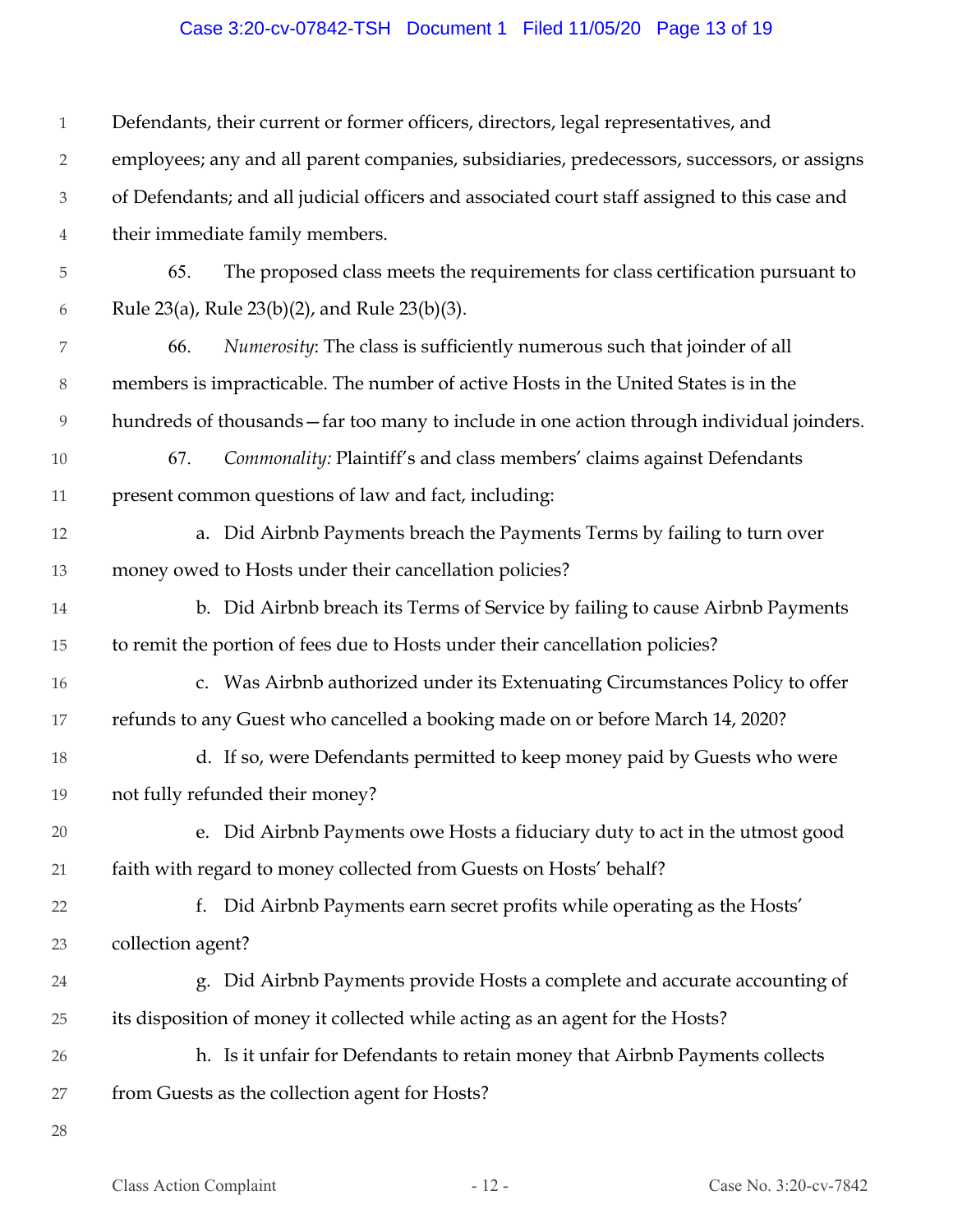Defendants, their current or former officers, directors, legal representatives, and employees; any and all parent companies, subsidiaries, predecessors, successors, or assigns of Defendants; and all judicial officers and associated court staff assigned to this case and their immediate family members.

65. The proposed class meets the requirements for class certification pursuant to Rule 23(a), Rule 23(b)(2), and Rule 23(b)(3).

66. *Numerosity*: The class is sufficiently numerous such that joinder of all members is impracticable. The number of active Hosts in the United States is in the hundreds of thousands—far too many to include in one action through individual joinders.

67. *Commonality:* Plaintiff's and class members' claims against Defendants present common questions of law and fact, including:

a. Did Airbnb Payments breach the Payments Terms by failing to turn over money owed to Hosts under their cancellation policies?

b. Did Airbnb breach its Terms of Service by failing to cause Airbnb Payments to remit the portion of fees due to Hosts under their cancellation policies?

c. Was Airbnb authorized under its Extenuating Circumstances Policy to offer refunds to any Guest who cancelled a booking made on or before March 14, 2020?

d. If so, were Defendants permitted to keep money paid by Guests who were not fully refunded their money?

e. Did Airbnb Payments owe Hosts a fiduciary duty to act in the utmost good faith with regard to money collected from Guests on Hosts' behalf?

f. Did Airbnb Payments earn secret profits while operating as the Hosts' collection agent?

g. Did Airbnb Payments provide Hosts a complete and accurate accounting of its disposition of money it collected while acting as an agent for the Hosts?

h. Is it unfair for Defendants to retain money that Airbnb Payments collects from Guests as the collection agent for Hosts?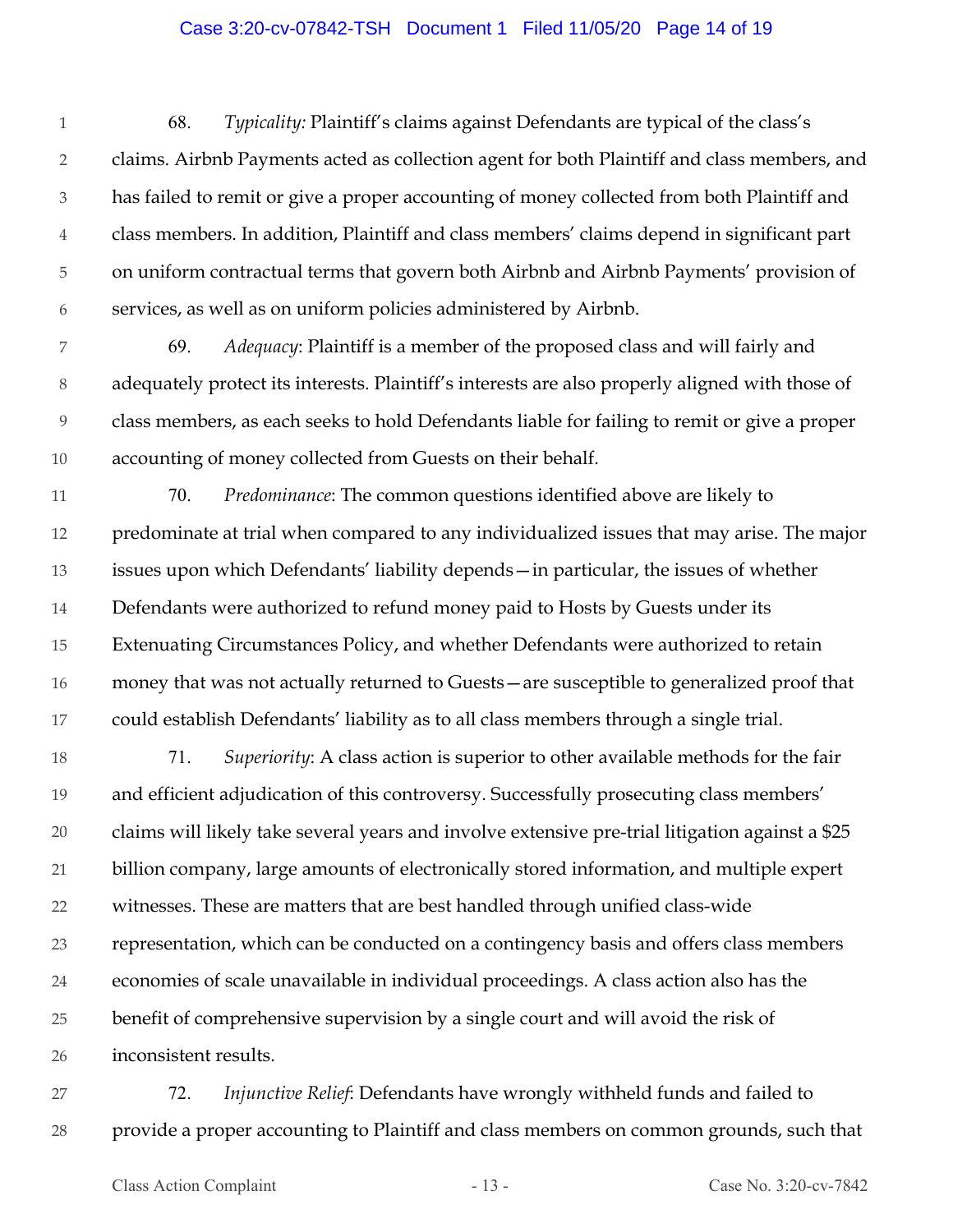68. *Typicality:* Plaintiff's claims against Defendants are typical of the class's claims. Airbnb Payments acted as collection agent for both Plaintiff and class members, and has failed to remit or give a proper accounting of money collected from both Plaintiff and class members. In addition, Plaintiff and class members' claims depend in significant part on uniform contractual terms that govern both Airbnb and Airbnb Payments' provision of services, as well as on uniform policies administered by Airbnb.

69. *Adequacy*: Plaintiff is a member of the proposed class and will fairly and adequately protect its interests. Plaintiff's interests are also properly aligned with those of class members, as each seeks to hold Defendants liable for failing to remit or give a proper accounting of money collected from Guests on their behalf.

70. *Predominance*: The common questions identified above are likely to predominate at trial when compared to any individualized issues that may arise. The major issues upon which Defendants' liability depends—in particular, the issues of whether Defendants were authorized to refund money paid to Hosts by Guests under its Extenuating Circumstances Policy, and whether Defendants were authorized to retain money that was not actually returned to Guests—are susceptible to generalized proof that could establish Defendants' liability as to all class members through a single trial.

71. *Superiority*: A class action is superior to other available methods for the fair and efficient adjudication of this controversy. Successfully prosecuting class members' claims will likely take several years and involve extensive pre-trial litigation against a $25 billion company, large amounts of electronically stored information, and multiple expert witnesses. These are matters that are best handled through unified class-wide representation, which can be conducted on a contingency basis and offers class members economies of scale unavailable in individual proceedings. A class action also has the benefit of comprehensive supervision by a single court and will avoid the risk of inconsistent results.

72. *Injunctive Relief*: Defendants have wrongly withheld funds and failed to provide a proper accounting to Plaintiff and class members on common grounds, such that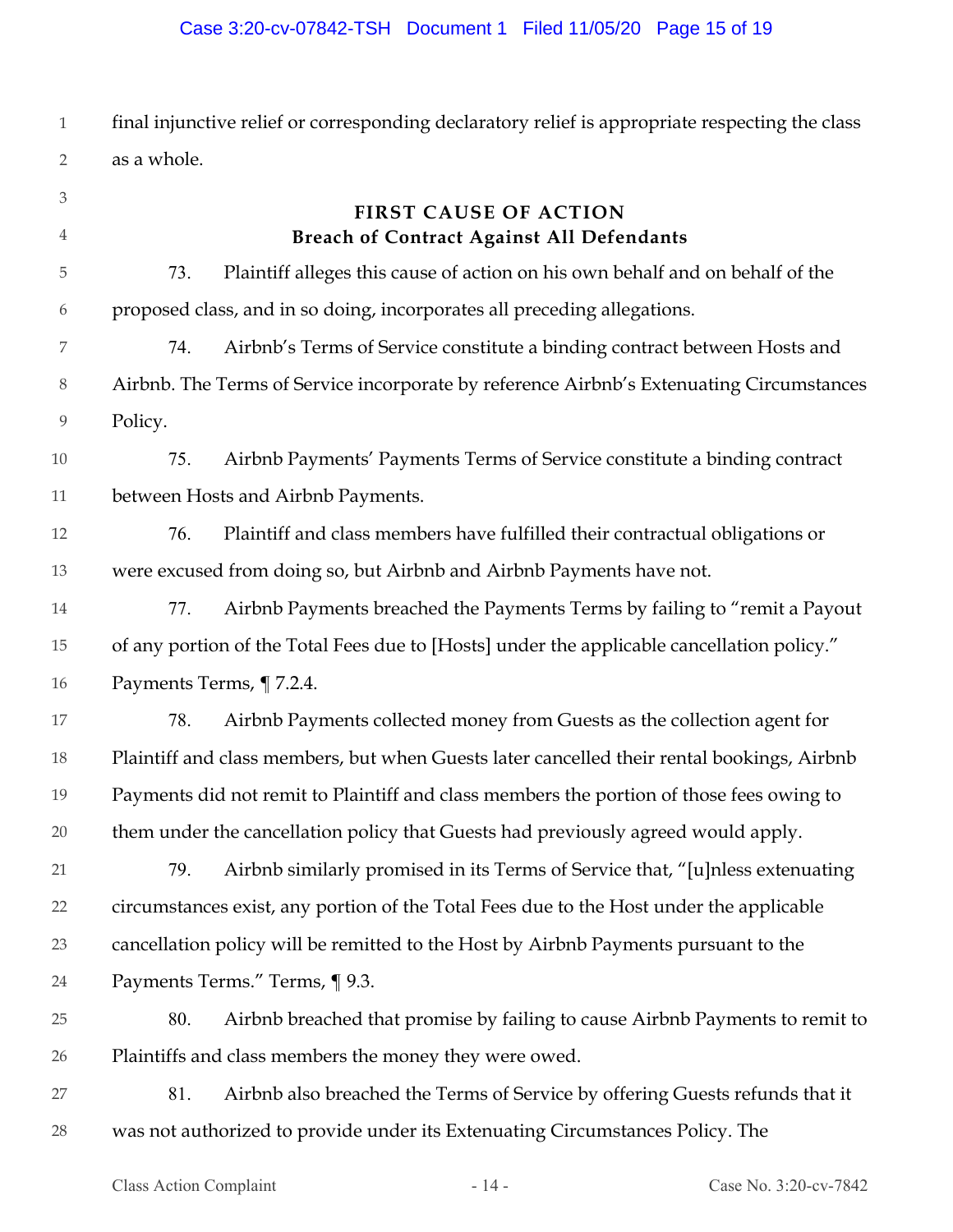final injunctive relief or corresponding declaratory relief is appropriate respecting the class as a whole.

## FIRST CAUSE OF ACTION
## Breach of Contract Against All Defendants

73. Plaintiff alleges this cause of action on his own behalf and on behalf of the proposed class, and in so doing, incorporates all preceding allegations.

74. Airbnb's Terms of Service constitute a binding contract between Hosts and Airbnb. The Terms of Service incorporate by reference Airbnb's Extenuating Circumstances Policy.

75. Airbnb Payments' Payments Terms of Service constitute a binding contract between Hosts and Airbnb Payments.

76. Plaintiff and class members have fulfilled their contractual obligations or were excused from doing so, but Airbnb and Airbnb Payments have not.

77. Airbnb Payments breached the Payments Terms by failing to "remit a Payout of any portion of the Total Fees due to [Hosts] under the applicable cancellation policy." Payments Terms, ¶ 7.2.4.

78. Airbnb Payments collected money from Guests as the collection agent for Plaintiff and class members, but when Guests later cancelled their rental bookings, Airbnb Payments did not remit to Plaintiff and class members the portion of those fees owing to them under the cancellation policy that Guests had previously agreed would apply.

79. Airbnb similarly promised in its Terms of Service that, "[u]nless extenuating circumstances exist, any portion of the Total Fees due to the Host under the applicable cancellation policy will be remitted to the Host by Airbnb Payments pursuant to the Payments Terms." Terms, ¶ 9.3.

80. Airbnb breached that promise by failing to cause Airbnb Payments to remit to Plaintiffs and class members the money they were owed.

81. Airbnb also breached the Terms of Service by offering Guests refunds that it was not authorized to provide under its Extenuating Circumstances Policy. The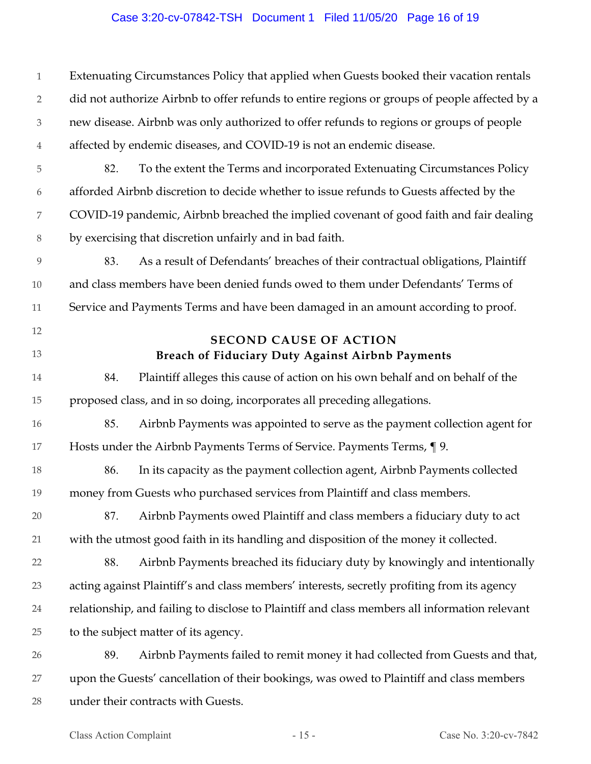Extenuating Circumstances Policy that applied when Guests booked their vacation rentals did not authorize Airbnb to offer refunds to entire regions or groups of people affected by a new disease. Airbnb was only authorized to offer refunds to regions or groups of people affected by endemic diseases, and COVID-19 is not an endemic disease.

82. To the extent the Terms and incorporated Extenuating Circumstances Policy afforded Airbnb discretion to decide whether to issue refunds to Guests affected by the COVID-19 pandemic, Airbnb breached the implied covenant of good faith and fair dealing by exercising that discretion unfairly and in bad faith.

83. As a result of Defendants' breaches of their contractual obligations, Plaintiff and class members have been denied funds owed to them under Defendants' Terms of Service and Payments Terms and have been damaged in an amount according to proof.

## SECOND CAUSE OF ACTION
### Breach of Fiduciary Duty Against Airbnb Payments

84. Plaintiff alleges this cause of action on his own behalf and on behalf of the proposed class, and in so doing, incorporates all preceding allegations.

85. Airbnb Payments was appointed to serve as the payment collection agent for Hosts under the Airbnb Payments Terms of Service. Payments Terms, ¶ 9.

86. In its capacity as the payment collection agent, Airbnb Payments collected money from Guests who purchased services from Plaintiff and class members.

87. Airbnb Payments owed Plaintiff and class members a fiduciary duty to act with the utmost good faith in its handling and disposition of the money it collected.

88. Airbnb Payments breached its fiduciary duty by knowingly and intentionally acting against Plaintiff's and class members' interests, secretly profiting from its agency relationship, and failing to disclose to Plaintiff and class members all information relevant to the subject matter of its agency.

89. Airbnb Payments failed to remit money it had collected from Guests and that, upon the Guests' cancellation of their bookings, was owed to Plaintiff and class members under their contracts with Guests.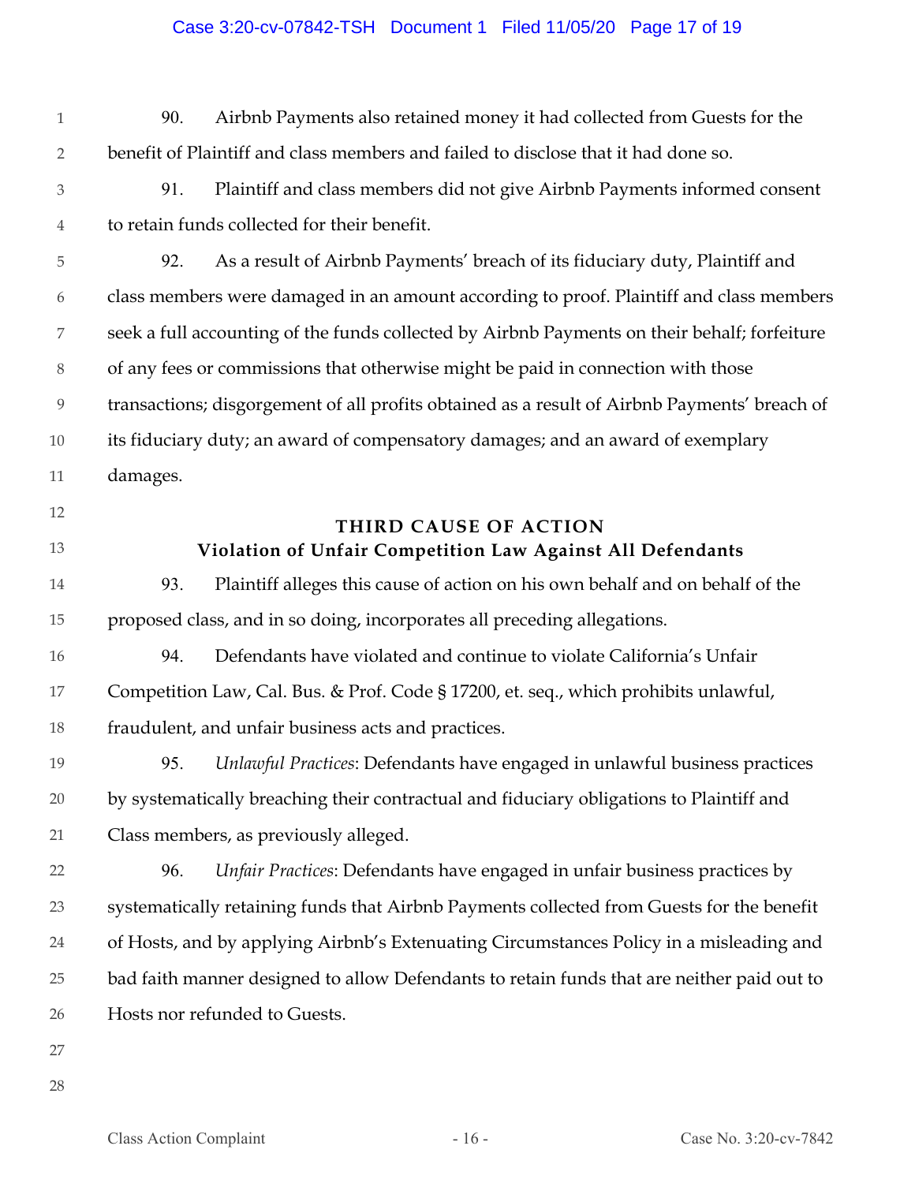90. Airbnb Payments also retained money it had collected from Guests for the benefit of Plaintiff and class members and failed to disclose that it had done so.

91. Plaintiff and class members did not give Airbnb Payments informed consent to retain funds collected for their benefit.

92. As a result of Airbnb Payments' breach of its fiduciary duty, Plaintiff and class members were damaged in an amount according to proof. Plaintiff and class members seek a full accounting of the funds collected by Airbnb Payments on their behalf; forfeiture of any fees or commissions that otherwise might be paid in connection with those transactions; disgorgement of all profits obtained as a result of Airbnb Payments' breach of its fiduciary duty; an award of compensatory damages; and an award of exemplary damages.

## THIRD CAUSE OF ACTION
### Violation of Unfair Competition Law Against All Defendants

93. Plaintiff alleges this cause of action on his own behalf and on behalf of the proposed class, and in so doing, incorporates all preceding allegations.

94. Defendants have violated and continue to violate California's Unfair Competition Law, Cal. Bus. & Prof. Code § 17200, et. seq., which prohibits unlawful, fraudulent, and unfair business acts and practices.

95. *Unlawful Practices*: Defendants have engaged in unlawful business practices by systematically breaching their contractual and fiduciary obligations to Plaintiff and Class members, as previously alleged.

96. *Unfair Practices*: Defendants have engaged in unfair business practices by systematically retaining funds that Airbnb Payments collected from Guests for the benefit of Hosts, and by applying Airbnb's Extenuating Circumstances Policy in a misleading and bad faith manner designed to allow Defendants to retain funds that are neither paid out to Hosts nor refunded to Guests.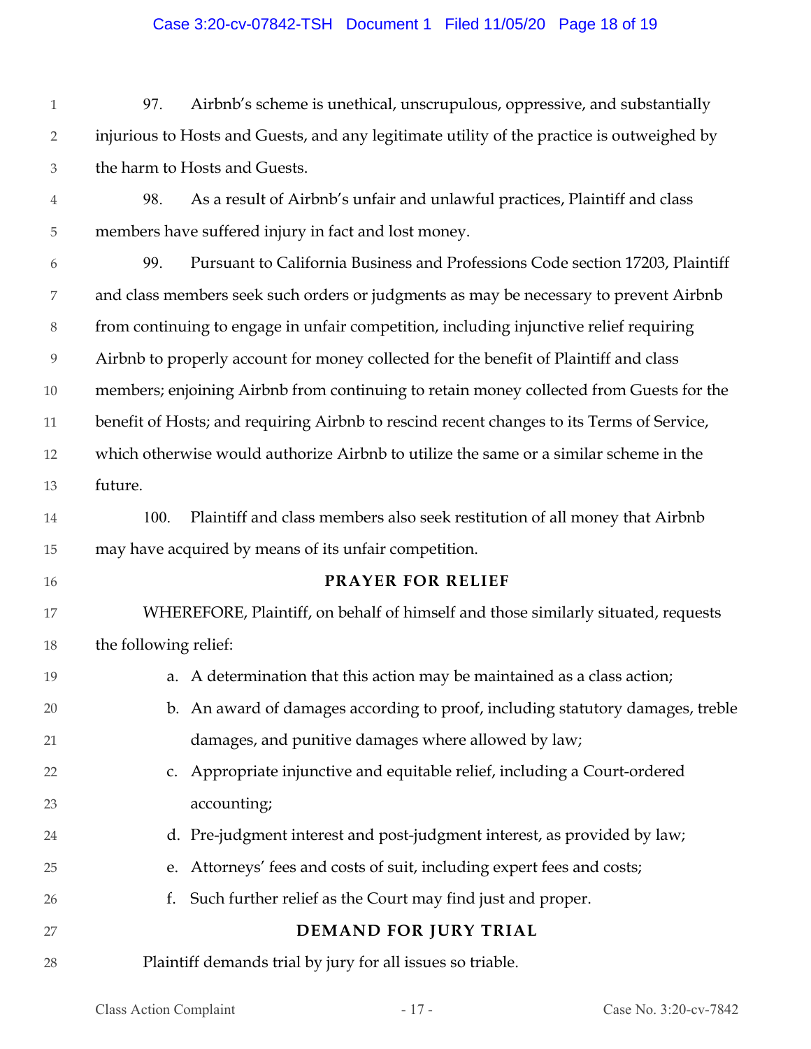97. Airbnb's scheme is unethical, unscrupulous, oppressive, and substantially injurious to Hosts and Guests, and any legitimate utility of the practice is outweighed by the harm to Hosts and Guests.

98. As a result of Airbnb's unfair and unlawful practices, Plaintiff and class members have suffered injury in fact and lost money.

99. Pursuant to California Business and Professions Code section 17203, Plaintiff and class members seek such orders or judgments as may be necessary to prevent Airbnb from continuing to engage in unfair competition, including injunctive relief requiring Airbnb to properly account for money collected for the benefit of Plaintiff and class members; enjoining Airbnb from continuing to retain money collected from Guests for the benefit of Hosts; and requiring Airbnb to rescind recent changes to its Terms of Service, which otherwise would authorize Airbnb to utilize the same or a similar scheme in the future.

100. Plaintiff and class members also seek restitution of all money that Airbnb may have acquired by means of its unfair competition.

## PRAYER FOR RELIEF

WHEREFORE, Plaintiff, on behalf of himself and those similarly situated, requests the following relief:

a. A determination that this action may be maintained as a class action;

b. An award of damages according to proof, including statutory damages, treble damages, and punitive damages where allowed by law;

c. Appropriate injunctive and equitable relief, including a Court-ordered accounting;

d. Pre-judgment interest and post-judgment interest, as provided by law;

e. Attorneys' fees and costs of suit, including expert fees and costs;

f. Such further relief as the Court may find just and proper.

## DEMAND FOR JURY TRIAL

Plaintiff demands trial by jury for all issues so triable.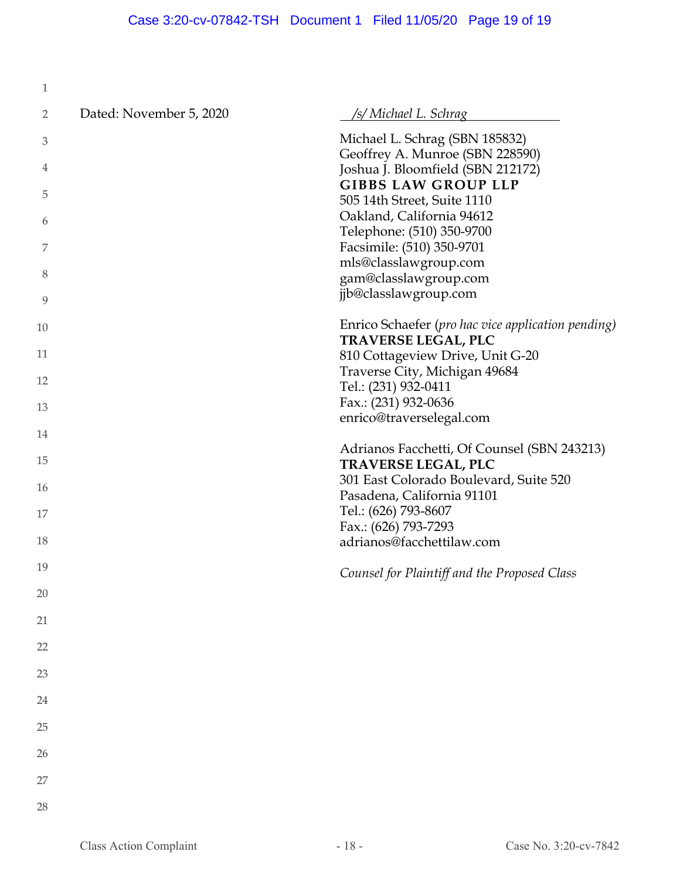Dated: November 5, 2020

/s/ Michael L. Schrag

Michael L. Schrag (SBN 185832)
Geoffrey A. Munroe (SBN 228590)
Joshua J. Bloomfield (SBN 212172)
**GIBBS LAW GROUP LLP**
505 14th Street, Suite 1110
Oakland, California 94612
Telephone: (510) 350-9700
Facsimile: (510) 350-9701
mls@classlawgroup.com
gam@classlawgroup.com
jjb@classlawgroup.com

Enrico Schaefer (*pro hac vice application pending)*
**TRAVERSE LEGAL, PLC**
810 Cottageview Drive, Unit G-20
Traverse City, Michigan 49684
Tel.: (231) 932-0411
Fax.: (231) 932-0636
enrico@traverselegal.com

Adrianos Facchetti, Of Counsel (SBN 243213)
**TRAVERSE LEGAL, PLC**
301 East Colorado Boulevard, Suite 520
Pasadena, California 91101
Tel.: (626) 793-8607
Fax.: (626) 793-7293
adrianos@facchettilaw.com

*Counsel for Plaintiff and the Proposed Class*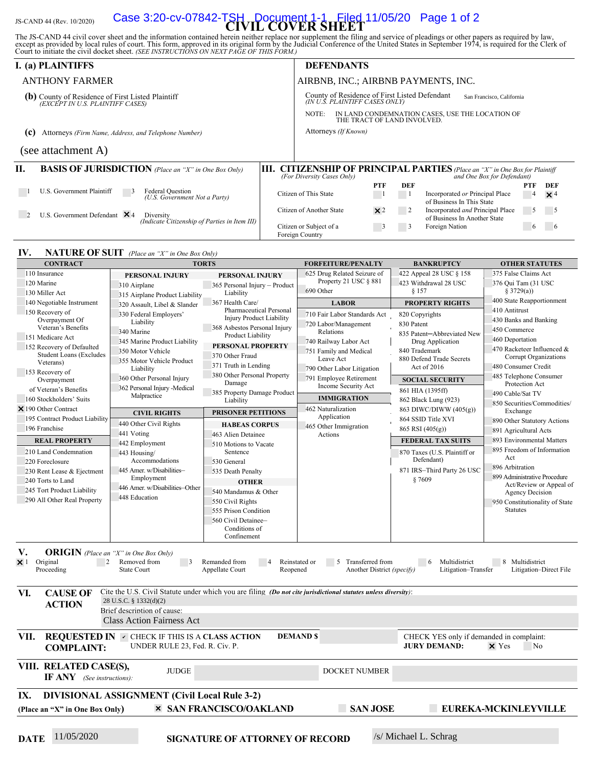JS-CAND 44 (Rev. 10/2020)

# CIVIL COVER SHEET

The JS-CAND 44 civil cover sheet and the information contained herein neither replace nor supplement the filing and service of pleadings or other papers as required by law, except as provided by local rules of court. This form, approved in its original form by the Judicial Conference of the United States in September 1974, is required for the Clerk of Court to initiate the civil docket sheet. *(SEE INSTRUCTIONS ON NEXT PAGE OF THIS FORM.)*

## I. (a) PLAINTIFFS

ANTHONY FARMER

**(b)** County of Residence of First Listed Plaintiff *(EXCEPT IN U.S. PLAINTIFF CASES)*

**(c)** Attorneys *(Firm Name, Address, and Telephone Number)*

(see attachment A)

## DEFENDANTS

AIRBNB, INC.; AIRBNB PAYMENTS, INC.

County of Residence of First Listed Defendant San Francisco, California *(IN U.S. PLAINTIFF CASES ONLY)*

NOTE: IN LAND CONDEMNATION CASES, USE THE LOCATION OF THE TRACT OF LAND INVOLVED.

Attorneys *(If Known)*

## II. BASIS OF JURISDICTION *(Place an "X" in One Box Only)*

- [ ] 1 U.S. Government Plaintiff
- [ ] 3 Federal Question *(U.S. Government Not a Party)*
- [ ] 2 U.S. Government Defendant
- [x] 4 Diversity *(Indicate Citizenship of Parties in Item III)*

## III. CITIZENSHIP OF PRINCIPAL PARTIES *(Place an "X" in One Box for Plaintiff and One Box for Defendant)* *(For Diversity Cases Only)*

| | PTF | DEF | | PTF | DEF |
|---|---|---|---|---|---|
| Citizen of This State | 1 | 1 | Incorporated *or* Principal Place of Business In This State | 4 | ☒ 4 |
| Citizen of Another State | ☒ 2 | 2 | Incorporated *and* Principal Place of Business In Another State | 5 | 5 |
| Citizen or Subject of a Foreign Country | 3 | 3 | Foreign Nation | 6 | 6 |

## IV. NATURE OF SUIT *(Place an "X" in One Box Only)*

**CONTRACT**
- 110 Insurance
- 120 Marine
- 130 Miller Act
- 140 Negotiable Instrument
- 150 Recovery of Overpayment Of Veteran's Benefits
- 151 Medicare Act
- 152 Recovery of Defaulted Student Loans (Excludes Veterans)
- 153 Recovery of Overpayment of Veteran's Benefits
- 160 Stockholders' Suits
- ☒ 190 Other Contract
- 195 Contract Product Liability
- 196 Franchise

**REAL PROPERTY**
- 210 Land Condemnation
- 220 Foreclosure
- 230 Rent Lease & Ejectment
- 240 Torts to Land
- 245 Tort Product Liability
- 290 All Other Real Property

**TORTS**

*PERSONAL INJURY*
- 310 Airplane
- 315 Airplane Product Liability
- 320 Assault, Libel & Slander
- 330 Federal Employers' Liability
- 340 Marine
- 345 Marine Product Liability
- 350 Motor Vehicle
- 355 Motor Vehicle Product Liability
- 360 Other Personal Injury
- 362 Personal Injury -Medical Malpractice

*PERSONAL INJURY*
- 365 Personal Injury – Product Liability
- 367 Health Care/ Pharmaceutical Personal Injury Product Liability
- 368 Asbestos Personal Injury Product Liability

*PERSONAL PROPERTY*
- 370 Other Fraud
- 371 Truth in Lending
- 380 Other Personal Property Damage
- 385 Property Damage Product Liability

**CIVIL RIGHTS**
- 440 Other Civil Rights
- 441 Voting
- 442 Employment
- 443 Housing/ Accommodations
- 445 Amer. w/Disabilities–Employment
- 446 Amer. w/Disabilities–Other
- 448 Education

**PRISONER PETITIONS**

*HABEAS CORPUS*
- 463 Alien Detainee
- 510 Motions to Vacate Sentence
- 530 General
- 535 Death Penalty

*OTHER*
- 540 Mandamus & Other
- 550 Civil Rights
- 555 Prison Condition
- 560 Civil Detainee– Conditions of Confinement

**FORFEITURE/PENALTY**
- 625 Drug Related Seizure of Property 21 USC § 881
- 690 Other

**LABOR**
- 710 Fair Labor Standards Act
- 720 Labor/Management Relations
- 740 Railway Labor Act
- 751 Family and Medical Leave Act
- 790 Other Labor Litigation
- 791 Employee Retirement Income Security Act

**IMMIGRATION**
- 462 Naturalization Application
- 465 Other Immigration Actions

**BANKRUPTCY**
- 422 Appeal 28 USC § 158
- 423 Withdrawal 28 USC § 157

**PROPERTY RIGHTS**
- 820 Copyrights
- 830 Patent
- 835 Patent─Abbreviated New Drug Application
- 840 Trademark
- 880 Defend Trade Secrets Act of 2016

**SOCIAL SECURITY**
- 861 HIA (1395ff)
- 862 Black Lung (923)
- 863 DIWC/DIWW (405(g))
- 864 SSID Title XVI
- 865 RSI (405(g))

**FEDERAL TAX SUITS**
- 870 Taxes (U.S. Plaintiff or Defendant)
- 871 IRS–Third Party 26 USC § 7609

**OTHER STATUTES**
- 375 False Claims Act
- 376 Qui Tam (31 USC § 3729(a))
- 400 State Reapportionment
- 410 Antitrust
- 430 Banks and Banking
- 450 Commerce
- 460 Deportation
- 470 Racketeer Influenced & Corrupt Organizations
- 480 Consumer Credit
- 485 Telephone Consumer Protection Act
- 490 Cable/Sat TV
- 850 Securities/Commodities/ Exchange
- 890 Other Statutory Actions
- 891 Agricultural Acts
- 893 Environmental Matters
- 895 Freedom of Information Act
- 896 Arbitration
- 899 Administrative Procedure Act/Review or Appeal of Agency Decision
- 950 Constitutionality of State Statutes

## V. ORIGIN *(Place an "X" in One Box Only)*

- [x] 1 Original Proceeding
- [ ] 2 Removed from State Court
- [ ] 3 Remanded from Appellate Court
- [ ] 4 Reinstated or Reopened
- [ ] 5 Transferred from Another District *(specify)*
- [ ] 6 Multidistrict Litigation–Transfer
- [ ] 8 Multidistrict Litigation–Direct File

## VI. CAUSE OF ACTION

Cite the U.S. Civil Statute under which you are filing *(Do not cite jurisdictional statutes unless diversity)*: 28 U.S.C. § 1332(d)(2)

Brief description of cause: Class Action Fairness Act

## VII. REQUESTED IN COMPLAINT:

✓ CHECK IF THIS IS A CLASS ACTION UNDER RULE 23, Fed. R. Civ. P.

DEMAND $

CHECK YES only if demanded in complaint: **JURY DEMAND:** ☒ Yes ☐ No

## VIII. RELATED CASE(S), IF ANY *(See instructions)*:

JUDGE DOCKET NUMBER

## IX. DIVISIONAL ASSIGNMENT (Civil Local Rule 3-2)

**(Place an "X" in One Box Only)** ☒ **SAN FRANCISCO/OAKLAND** ☐ **SAN JOSE** ☐ **EUREKA-MCKINLEYVILLE**

**DATE** 11/05/2020 **SIGNATURE OF ATTORNEY OF RECORD** /s/ Michael L. Schrag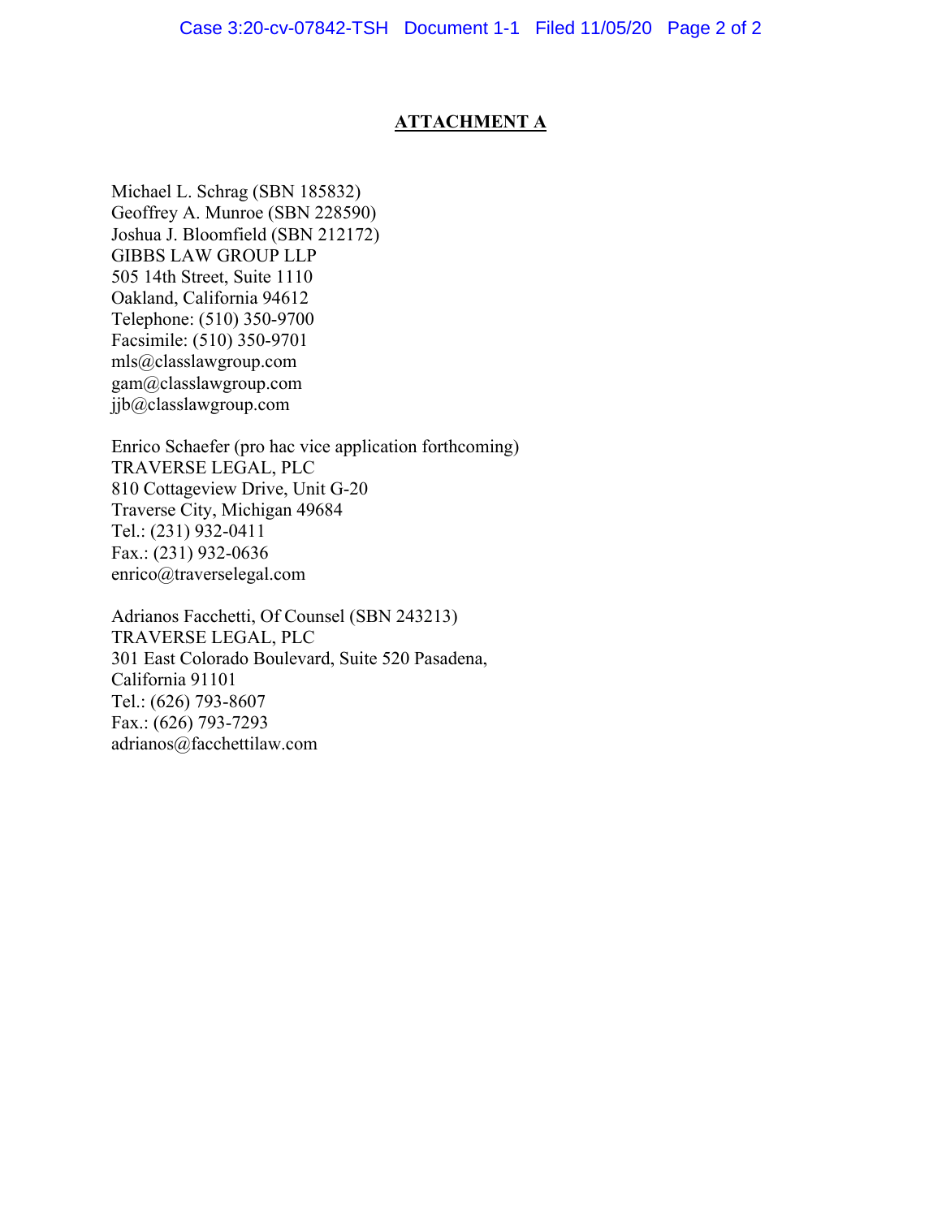## ATTACHMENT A

Michael L. Schrag (SBN 185832)
Geoffrey A. Munroe (SBN 228590)
Joshua J. Bloomfield (SBN 212172)
GIBBS LAW GROUP LLP
505 14th Street, Suite 1110
Oakland, California 94612
Telephone: (510) 350-9700
Facsimile: (510) 350-9701
mls@classlawgroup.com
gam@classlawgroup.com
jjb@classlawgroup.com

Enrico Schaefer (pro hac vice application forthcoming)
TRAVERSE LEGAL, PLC
810 Cottageview Drive, Unit G-20
Traverse City, Michigan 49684
Tel.: (231) 932-0411
Fax.: (231) 932-0636
enrico@traverselegal.com

Adrianos Facchetti, Of Counsel (SBN 243213)
TRAVERSE LEGAL, PLC
301 East Colorado Boulevard, Suite 520 Pasadena,
California 91101
Tel.: (626) 793-8607
Fax.: (626) 793-7293
adrianos@facchettilaw.com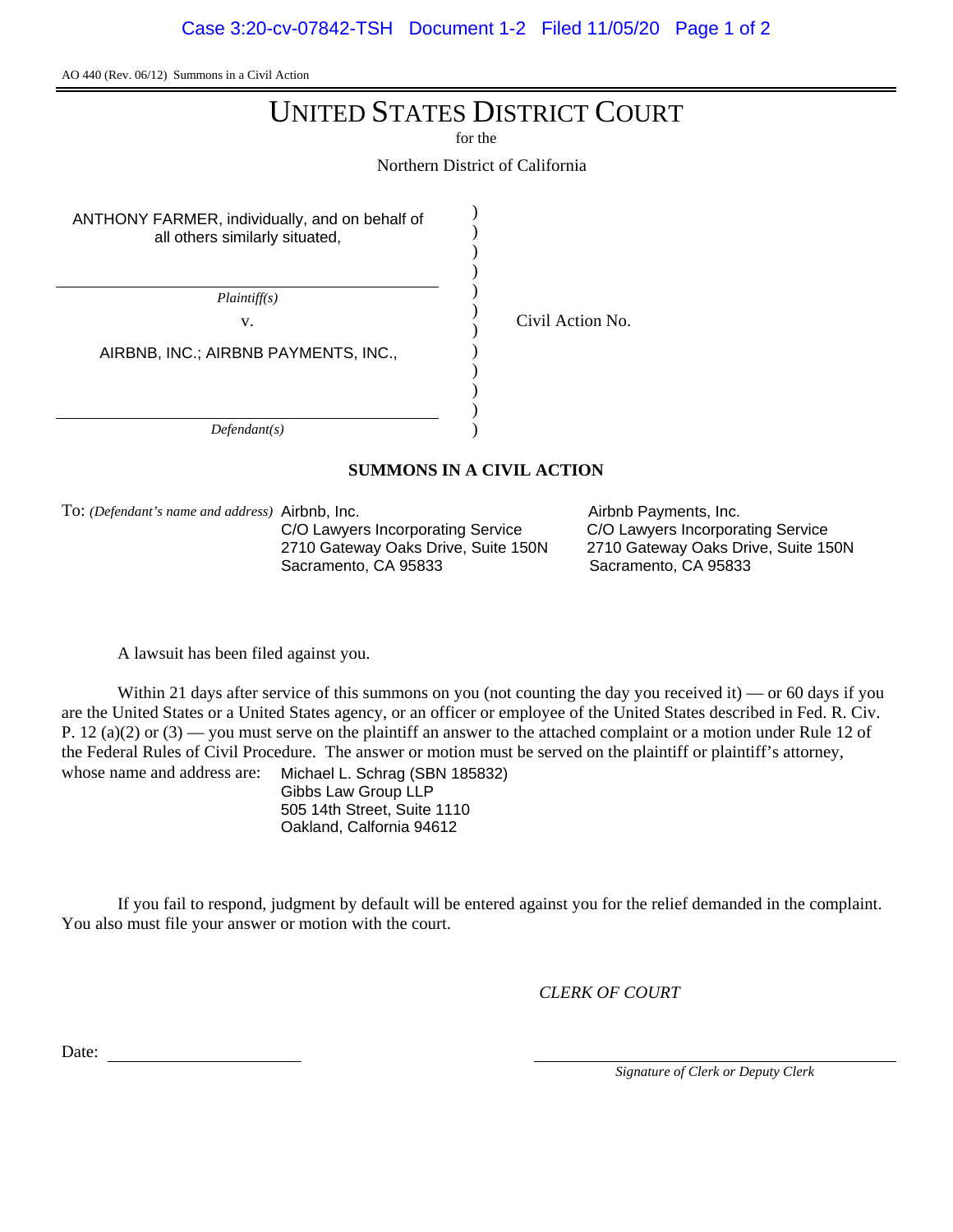AO 440 (Rev. 06/12) Summons in a Civil Action

# UNITED STATES DISTRICT COURT

for the

Northern District of California

| | | |
|---|---|---|
| ANTHONY FARMER, individually, and on behalf of all others similarly situated, | ) | |
| *Plaintiff(s)* | ) | |
| v. | ) | Civil Action No. |
| AIRBNB, INC.; AIRBNB PAYMENTS, INC., | ) | |
| *Defendant(s)* | ) | |

**SUMMONS IN A CIVIL ACTION**

To: *(Defendant's name and address)*

Airbnb, Inc.
C/O Lawyers Incorporating Service
2710 Gateway Oaks Drive, Suite 150N
Sacramento, CA 95833

Airbnb Payments, Inc.
C/O Lawyers Incorporating Service
2710 Gateway Oaks Drive, Suite 150N
Sacramento, CA 95833

A lawsuit has been filed against you.

Within 21 days after service of this summons on you (not counting the day you received it) — or 60 days if you are the United States or a United States agency, or an officer or employee of the United States described in Fed. R. Civ. P. 12 (a)(2) or (3) — you must serve on the plaintiff an answer to the attached complaint or a motion under Rule 12 of the Federal Rules of Civil Procedure. The answer or motion must be served on the plaintiff or plaintiff's attorney, whose name and address are:

Michael L. Schrag (SBN 185832)
Gibbs Law Group LLP
505 14th Street, Suite 1110
Oakland, Calfornia 94612

If you fail to respond, judgment by default will be entered against you for the relief demanded in the complaint. You also must file your answer or motion with the court.

*CLERK OF COURT*

Date: ____________________

____________________
*Signature of Clerk or Deputy Clerk*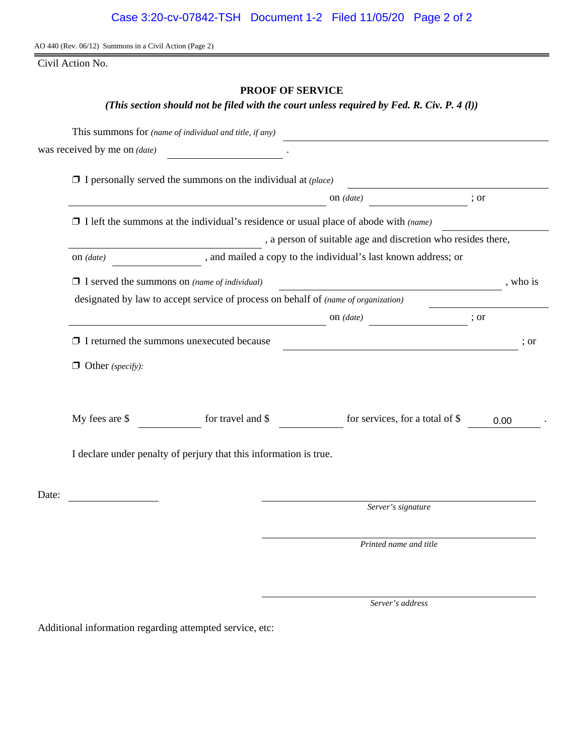AO 440 (Rev. 06/12) Summons in a Civil Action (Page 2)

Civil Action No.

## PROOF OF SERVICE

***(This section should not be filed with the court unless required by Fed. R. Civ. P. 4 (l))***

This summons for *(name of individual and title, if any)* ______________________________

was received by me on *(date)* ________________ .

❒ I personally served the summons on the individual at *(place)* ______________________________

______________________________ on *(date)* ________________ ; or

❒ I left the summons at the individual's residence or usual place of abode with *(name)* ________________

________________ , a person of suitable age and discretion who resides there,

on *(date)* ________________ , and mailed a copy to the individual's last known address; or

❒ I served the summons on *(name of individual)* ______________________________ , who is

designated by law to accept service of process on behalf of *(name of organization)* ________________

______________________________ on *(date)* ________________ ; or

❒ I returned the summons unexecuted because ______________________________ ; or

❒ Other *(specify)*:

My fees are $ ________ for travel and $ ________ for services, for a total of $ 0.00 .

I declare under penalty of perjury that this information is true.

Date: ________________

______________________________
*Server's signature*

______________________________
*Printed name and title*

______________________________
*Server's address*

Additional information regarding attempted service, etc: